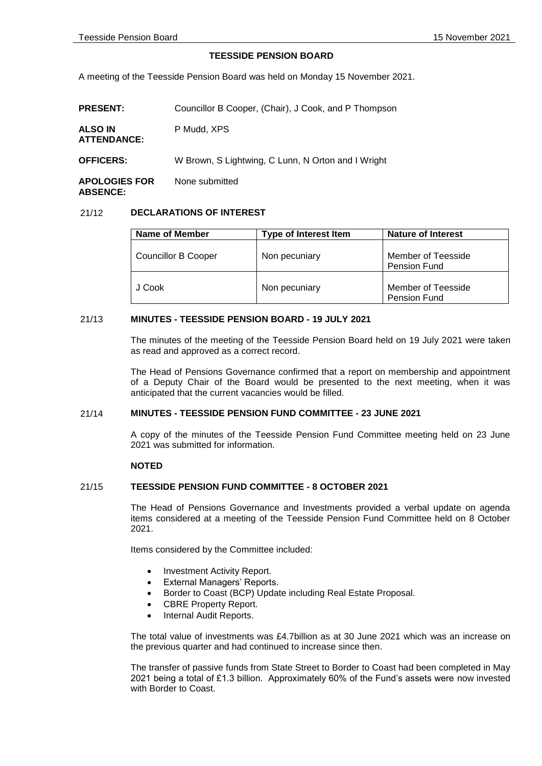# TEESSIDE PENSION BOARD

A meeting of the Teesside Pension Board was held on Monday 15 November 2021.

**PRESENT:** Councillor B Cooper, (Chair), J Cook, and P Thompson

**ALSO IN ATTENDANCE:** P Mudd, XPS

**OFFICERS:** W Brown, S Lightwing, C Lunn, N Orton and I Wright

**APOLOGIES FOR ABSENCE:** None submitted

## 21/12 DECLARATIONS OF INTEREST

| Name of Member | Type of Interest Item | Nature of Interest |
|---|---|---|
| Councillor B Cooper | Non pecuniary | Member of Teesside Pension Fund |
| J Cook | Non pecuniary | Member of Teesside Pension Fund |

## 21/13 MINUTES - TEESSIDE PENSION BOARD - 19 JULY 2021

The minutes of the meeting of the Teesside Pension Board held on 19 July 2021 were taken as read and approved as a correct record.

The Head of Pensions Governance confirmed that a report on membership and appointment of a Deputy Chair of the Board would be presented to the next meeting, when it was anticipated that the current vacancies would be filled.

## 21/14 MINUTES - TEESSIDE PENSION FUND COMMITTEE - 23 JUNE 2021

A copy of the minutes of the Teesside Pension Fund Committee meeting held on 23 June 2021 was submitted for information.

**NOTED**

## 21/15 TEESSIDE PENSION FUND COMMITTEE - 8 OCTOBER 2021

The Head of Pensions Governance and Investments provided a verbal update on agenda items considered at a meeting of the Teesside Pension Fund Committee held on 8 October 2021.

Items considered by the Committee included:

- Investment Activity Report.
- External Managers' Reports.
- Border to Coast (BCP) Update including Real Estate Proposal.
- CBRE Property Report.
- Internal Audit Reports.

The total value of investments was £4.7billion as at 30 June 2021 which was an increase on the previous quarter and had continued to increase since then.

The transfer of passive funds from State Street to Border to Coast had been completed in May 2021 being a total of £1.3 billion. Approximately 60% of the Fund's assets were now invested with Border to Coast.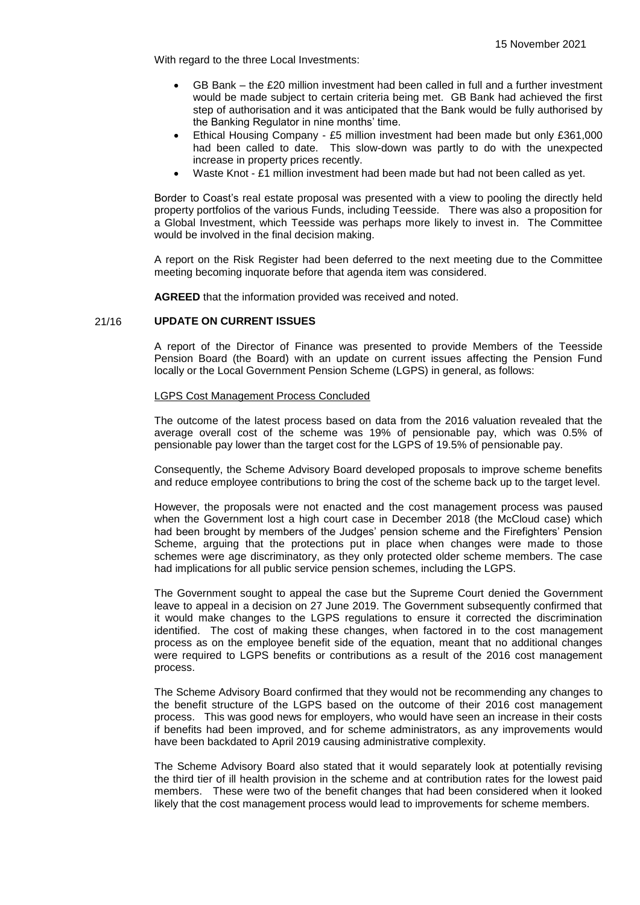With regard to the three Local Investments:

- GB Bank – the £20 million investment had been called in full and a further investment would be made subject to certain criteria being met. GB Bank had achieved the first step of authorisation and it was anticipated that the Bank would be fully authorised by the Banking Regulator in nine months' time.
- Ethical Housing Company - £5 million investment had been made but only £361,000 had been called to date. This slow-down was partly to do with the unexpected increase in property prices recently.
- Waste Knot - £1 million investment had been made but had not been called as yet.

Border to Coast's real estate proposal was presented with a view to pooling the directly held property portfolios of the various Funds, including Teesside. There was also a proposition for a Global Investment, which Teesside was perhaps more likely to invest in. The Committee would be involved in the final decision making.

A report on the Risk Register had been deferred to the next meeting due to the Committee meeting becoming inquorate before that agenda item was considered.

**AGREED** that the information provided was received and noted.

## 21/16 UPDATE ON CURRENT ISSUES

A report of the Director of Finance was presented to provide Members of the Teesside Pension Board (the Board) with an update on current issues affecting the Pension Fund locally or the Local Government Pension Scheme (LGPS) in general, as follows:

LGPS Cost Management Process Concluded

The outcome of the latest process based on data from the 2016 valuation revealed that the average overall cost of the scheme was 19% of pensionable pay, which was 0.5% of pensionable pay lower than the target cost for the LGPS of 19.5% of pensionable pay.

Consequently, the Scheme Advisory Board developed proposals to improve scheme benefits and reduce employee contributions to bring the cost of the scheme back up to the target level.

However, the proposals were not enacted and the cost management process was paused when the Government lost a high court case in December 2018 (the McCloud case) which had been brought by members of the Judges' pension scheme and the Firefighters' Pension Scheme, arguing that the protections put in place when changes were made to those schemes were age discriminatory, as they only protected older scheme members. The case had implications for all public service pension schemes, including the LGPS.

The Government sought to appeal the case but the Supreme Court denied the Government leave to appeal in a decision on 27 June 2019. The Government subsequently confirmed that it would make changes to the LGPS regulations to ensure it corrected the discrimination identified. The cost of making these changes, when factored in to the cost management process as on the employee benefit side of the equation, meant that no additional changes were required to LGPS benefits or contributions as a result of the 2016 cost management process.

The Scheme Advisory Board confirmed that they would not be recommending any changes to the benefit structure of the LGPS based on the outcome of their 2016 cost management process. This was good news for employers, who would have seen an increase in their costs if benefits had been improved, and for scheme administrators, as any improvements would have been backdated to April 2019 causing administrative complexity.

The Scheme Advisory Board also stated that it would separately look at potentially revising the third tier of ill health provision in the scheme and at contribution rates for the lowest paid members. These were two of the benefit changes that had been considered when it looked likely that the cost management process would lead to improvements for scheme members.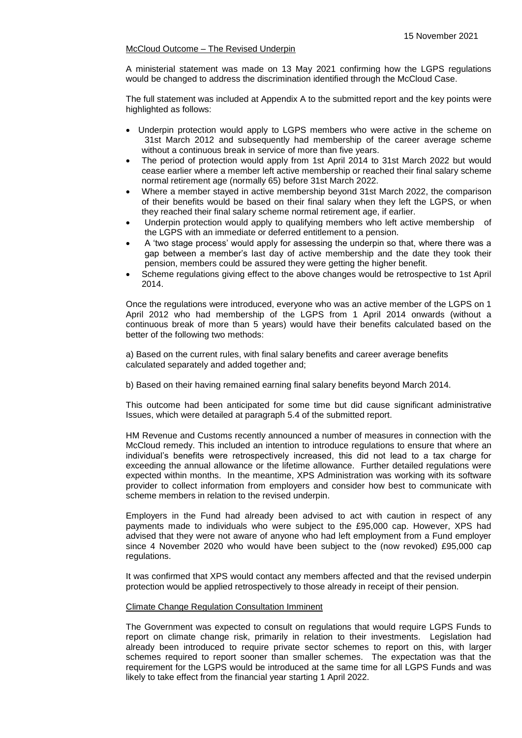## McCloud Outcome – The Revised Underpin

A ministerial statement was made on 13 May 2021 confirming how the LGPS regulations would be changed to address the discrimination identified through the McCloud Case.

The full statement was included at Appendix A to the submitted report and the key points were highlighted as follows:

- Underpin protection would apply to LGPS members who were active in the scheme on 31st March 2012 and subsequently had membership of the career average scheme without a continuous break in service of more than five years.
- The period of protection would apply from 1st April 2014 to 31st March 2022 but would cease earlier where a member left active membership or reached their final salary scheme normal retirement age (normally 65) before 31st March 2022.
- Where a member stayed in active membership beyond 31st March 2022, the comparison of their benefits would be based on their final salary when they left the LGPS, or when they reached their final salary scheme normal retirement age, if earlier.
- Underpin protection would apply to qualifying members who left active membership of the LGPS with an immediate or deferred entitlement to a pension.
- A 'two stage process' would apply for assessing the underpin so that, where there was a gap between a member's last day of active membership and the date they took their pension, members could be assured they were getting the higher benefit.
- Scheme regulations giving effect to the above changes would be retrospective to 1st April 2014.

Once the regulations were introduced, everyone who was an active member of the LGPS on 1 April 2012 who had membership of the LGPS from 1 April 2014 onwards (without a continuous break of more than 5 years) would have their benefits calculated based on the better of the following two methods:

a) Based on the current rules, with final salary benefits and career average benefits calculated separately and added together and;

b) Based on their having remained earning final salary benefits beyond March 2014.

This outcome had been anticipated for some time but did cause significant administrative Issues, which were detailed at paragraph 5.4 of the submitted report.

HM Revenue and Customs recently announced a number of measures in connection with the McCloud remedy. This included an intention to introduce regulations to ensure that where an individual's benefits were retrospectively increased, this did not lead to a tax charge for exceeding the annual allowance or the lifetime allowance. Further detailed regulations were expected within months. In the meantime, XPS Administration was working with its software provider to collect information from employers and consider how best to communicate with scheme members in relation to the revised underpin.

Employers in the Fund had already been advised to act with caution in respect of any payments made to individuals who were subject to the £95,000 cap. However, XPS had advised that they were not aware of anyone who had left employment from a Fund employer since 4 November 2020 who would have been subject to the (now revoked) £95,000 cap regulations.

It was confirmed that XPS would contact any members affected and that the revised underpin protection would be applied retrospectively to those already in receipt of their pension.

## Climate Change Regulation Consultation Imminent

The Government was expected to consult on regulations that would require LGPS Funds to report on climate change risk, primarily in relation to their investments. Legislation had already been introduced to require private sector schemes to report on this, with larger schemes required to report sooner than smaller schemes. The expectation was that the requirement for the LGPS would be introduced at the same time for all LGPS Funds and was likely to take effect from the financial year starting 1 April 2022.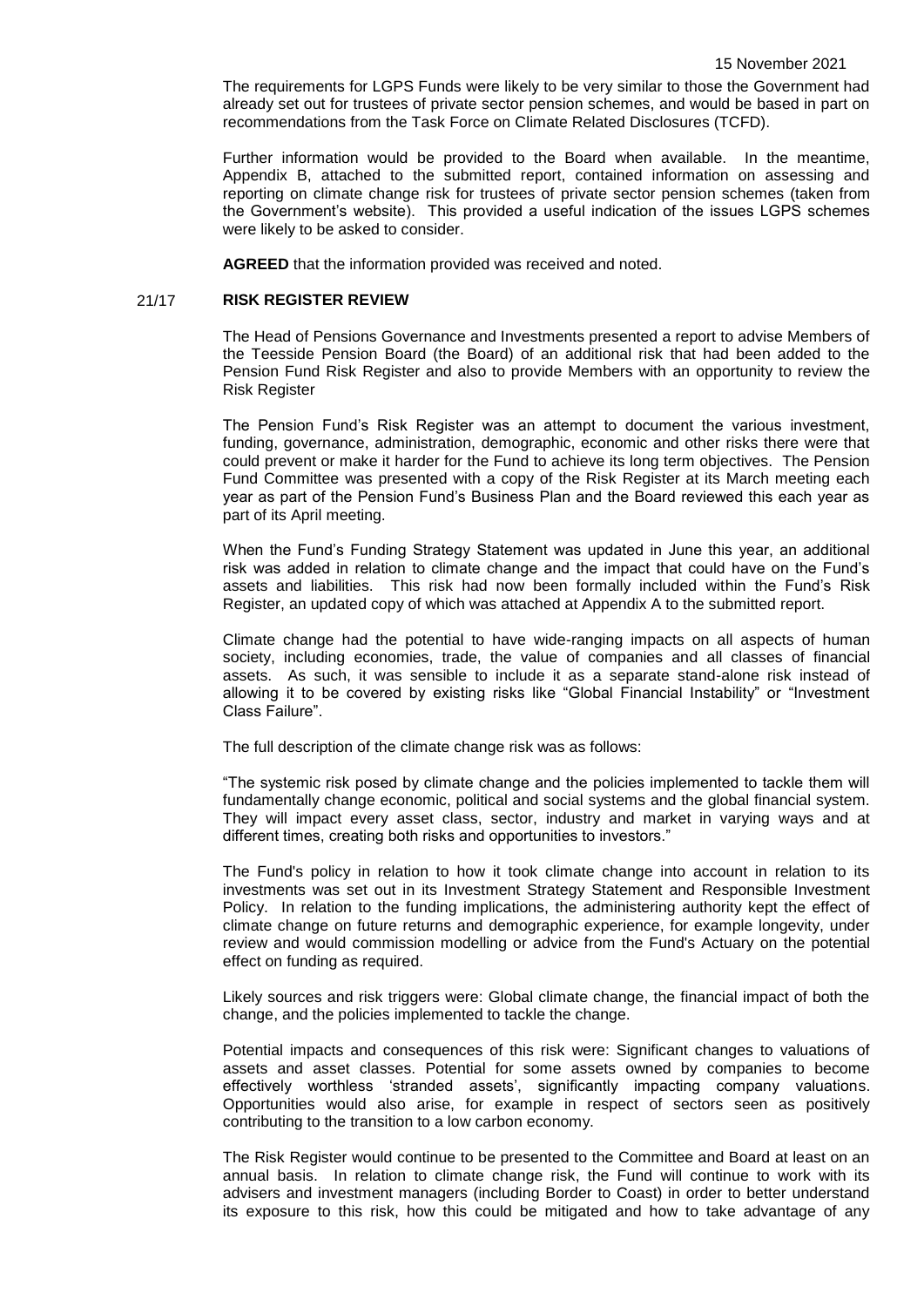The requirements for LGPS Funds were likely to be very similar to those the Government had already set out for trustees of private sector pension schemes, and would be based in part on recommendations from the Task Force on Climate Related Disclosures (TCFD).

Further information would be provided to the Board when available. In the meantime, Appendix B, attached to the submitted report, contained information on assessing and reporting on climate change risk for trustees of private sector pension schemes (taken from the Government's website). This provided a useful indication of the issues LGPS schemes were likely to be asked to consider.

**AGREED** that the information provided was received and noted.

## 21/17 RISK REGISTER REVIEW

The Head of Pensions Governance and Investments presented a report to advise Members of the Teesside Pension Board (the Board) of an additional risk that had been added to the Pension Fund Risk Register and also to provide Members with an opportunity to review the Risk Register

The Pension Fund's Risk Register was an attempt to document the various investment, funding, governance, administration, demographic, economic and other risks there were that could prevent or make it harder for the Fund to achieve its long term objectives. The Pension Fund Committee was presented with a copy of the Risk Register at its March meeting each year as part of the Pension Fund's Business Plan and the Board reviewed this each year as part of its April meeting.

When the Fund's Funding Strategy Statement was updated in June this year, an additional risk was added in relation to climate change and the impact that could have on the Fund's assets and liabilities. This risk had now been formally included within the Fund's Risk Register, an updated copy of which was attached at Appendix A to the submitted report.

Climate change had the potential to have wide-ranging impacts on all aspects of human society, including economies, trade, the value of companies and all classes of financial assets. As such, it was sensible to include it as a separate stand-alone risk instead of allowing it to be covered by existing risks like "Global Financial Instability" or "Investment Class Failure".

The full description of the climate change risk was as follows:

"The systemic risk posed by climate change and the policies implemented to tackle them will fundamentally change economic, political and social systems and the global financial system. They will impact every asset class, sector, industry and market in varying ways and at different times, creating both risks and opportunities to investors."

The Fund's policy in relation to how it took climate change into account in relation to its investments was set out in its Investment Strategy Statement and Responsible Investment Policy. In relation to the funding implications, the administering authority kept the effect of climate change on future returns and demographic experience, for example longevity, under review and would commission modelling or advice from the Fund's Actuary on the potential effect on funding as required.

Likely sources and risk triggers were: Global climate change, the financial impact of both the change, and the policies implemented to tackle the change.

Potential impacts and consequences of this risk were: Significant changes to valuations of assets and asset classes. Potential for some assets owned by companies to become effectively worthless 'stranded assets', significantly impacting company valuations. Opportunities would also arise, for example in respect of sectors seen as positively contributing to the transition to a low carbon economy.

The Risk Register would continue to be presented to the Committee and Board at least on an annual basis. In relation to climate change risk, the Fund will continue to work with its advisers and investment managers (including Border to Coast) in order to better understand its exposure to this risk, how this could be mitigated and how to take advantage of any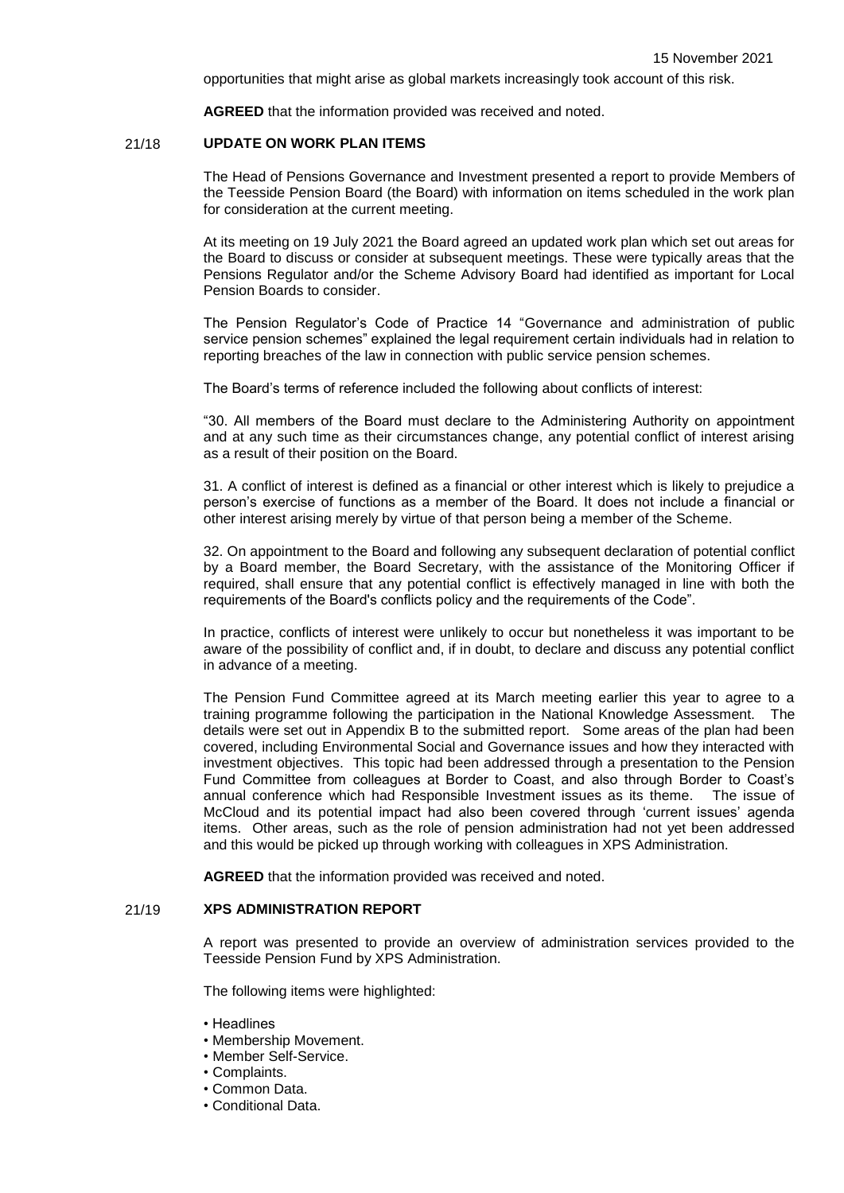opportunities that might arise as global markets increasingly took account of this risk.

**AGREED** that the information provided was received and noted.

## 21/18 UPDATE ON WORK PLAN ITEMS

The Head of Pensions Governance and Investment presented a report to provide Members of the Teesside Pension Board (the Board) with information on items scheduled in the work plan for consideration at the current meeting.

At its meeting on 19 July 2021 the Board agreed an updated work plan which set out areas for the Board to discuss or consider at subsequent meetings. These were typically areas that the Pensions Regulator and/or the Scheme Advisory Board had identified as important for Local Pension Boards to consider.

The Pension Regulator's Code of Practice 14 "Governance and administration of public service pension schemes" explained the legal requirement certain individuals had in relation to reporting breaches of the law in connection with public service pension schemes.

The Board's terms of reference included the following about conflicts of interest:

"30. All members of the Board must declare to the Administering Authority on appointment and at any such time as their circumstances change, any potential conflict of interest arising as a result of their position on the Board.

31. A conflict of interest is defined as a financial or other interest which is likely to prejudice a person's exercise of functions as a member of the Board. It does not include a financial or other interest arising merely by virtue of that person being a member of the Scheme.

32. On appointment to the Board and following any subsequent declaration of potential conflict by a Board member, the Board Secretary, with the assistance of the Monitoring Officer if required, shall ensure that any potential conflict is effectively managed in line with both the requirements of the Board's conflicts policy and the requirements of the Code".

In practice, conflicts of interest were unlikely to occur but nonetheless it was important to be aware of the possibility of conflict and, if in doubt, to declare and discuss any potential conflict in advance of a meeting.

The Pension Fund Committee agreed at its March meeting earlier this year to agree to a training programme following the participation in the National Knowledge Assessment. The details were set out in Appendix B to the submitted report. Some areas of the plan had been covered, including Environmental Social and Governance issues and how they interacted with investment objectives. This topic had been addressed through a presentation to the Pension Fund Committee from colleagues at Border to Coast, and also through Border to Coast's annual conference which had Responsible Investment issues as its theme. The issue of McCloud and its potential impact had also been covered through 'current issues' agenda items. Other areas, such as the role of pension administration had not yet been addressed and this would be picked up through working with colleagues in XPS Administration.

**AGREED** that the information provided was received and noted.

## 21/19 XPS ADMINISTRATION REPORT

A report was presented to provide an overview of administration services provided to the Teesside Pension Fund by XPS Administration.

The following items were highlighted:

- Headlines
- Membership Movement.
- Member Self-Service.
- Complaints.
- Common Data.
- Conditional Data.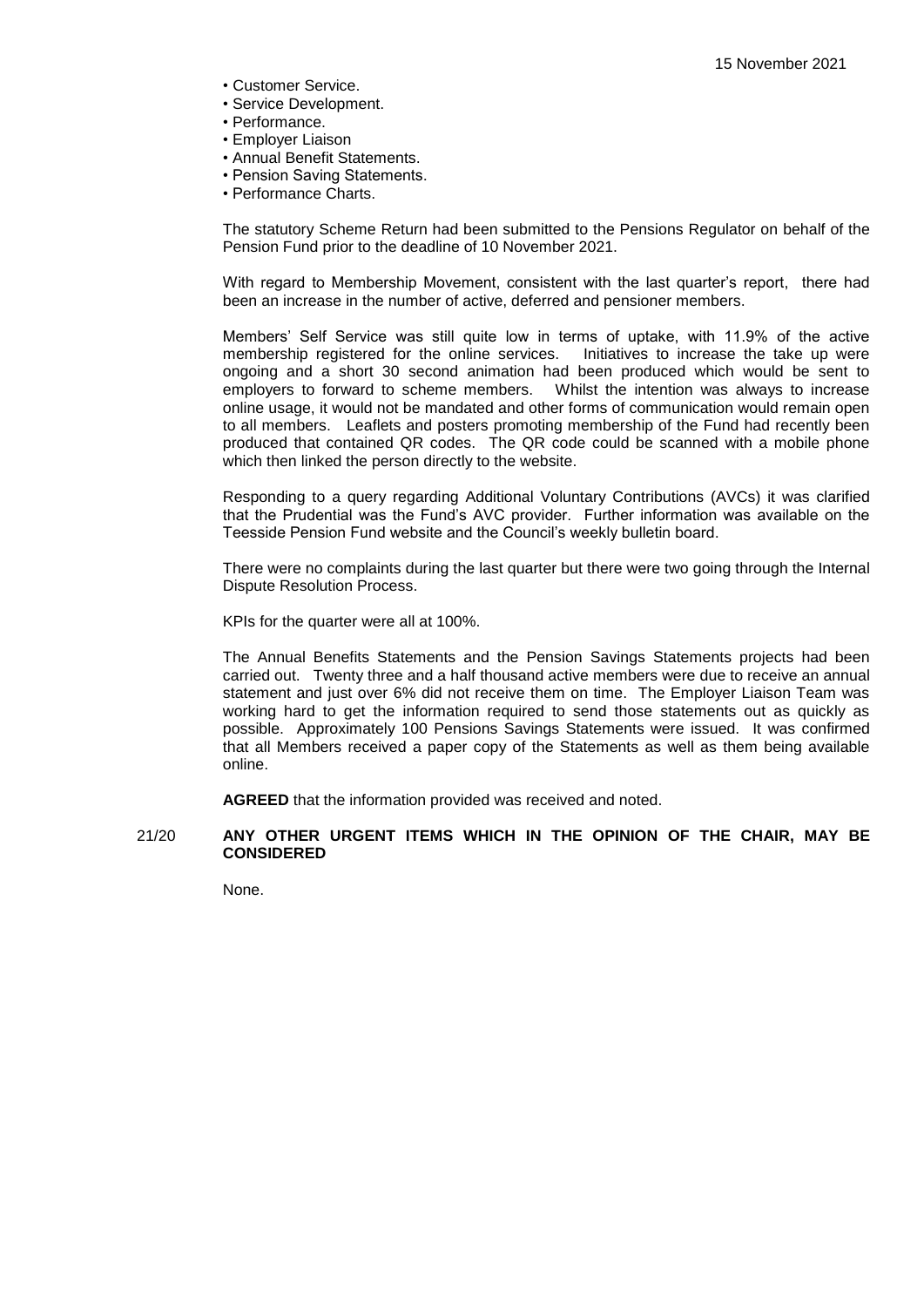- Customer Service.
- Service Development.
- Performance.
- Employer Liaison
- Annual Benefit Statements.
- Pension Saving Statements.
- Performance Charts.

The statutory Scheme Return had been submitted to the Pensions Regulator on behalf of the Pension Fund prior to the deadline of 10 November 2021.

With regard to Membership Movement, consistent with the last quarter's report, there had been an increase in the number of active, deferred and pensioner members.

Members' Self Service was still quite low in terms of uptake, with 11.9% of the active membership registered for the online services. Initiatives to increase the take up were ongoing and a short 30 second animation had been produced which would be sent to employers to forward to scheme members. Whilst the intention was always to increase online usage, it would not be mandated and other forms of communication would remain open to all members. Leaflets and posters promoting membership of the Fund had recently been produced that contained QR codes. The QR code could be scanned with a mobile phone which then linked the person directly to the website.

Responding to a query regarding Additional Voluntary Contributions (AVCs) it was clarified that the Prudential was the Fund's AVC provider. Further information was available on the Teesside Pension Fund website and the Council's weekly bulletin board.

There were no complaints during the last quarter but there were two going through the Internal Dispute Resolution Process.

KPIs for the quarter were all at 100%.

The Annual Benefits Statements and the Pension Savings Statements projects had been carried out. Twenty three and a half thousand active members were due to receive an annual statement and just over 6% did not receive them on time. The Employer Liaison Team was working hard to get the information required to send those statements out as quickly as possible. Approximately 100 Pensions Savings Statements were issued. It was confirmed that all Members received a paper copy of the Statements as well as them being available online.

**AGREED** that the information provided was received and noted.

## 21/20 ANY OTHER URGENT ITEMS WHICH IN THE OPINION OF THE CHAIR, MAY BE CONSIDERED

None.